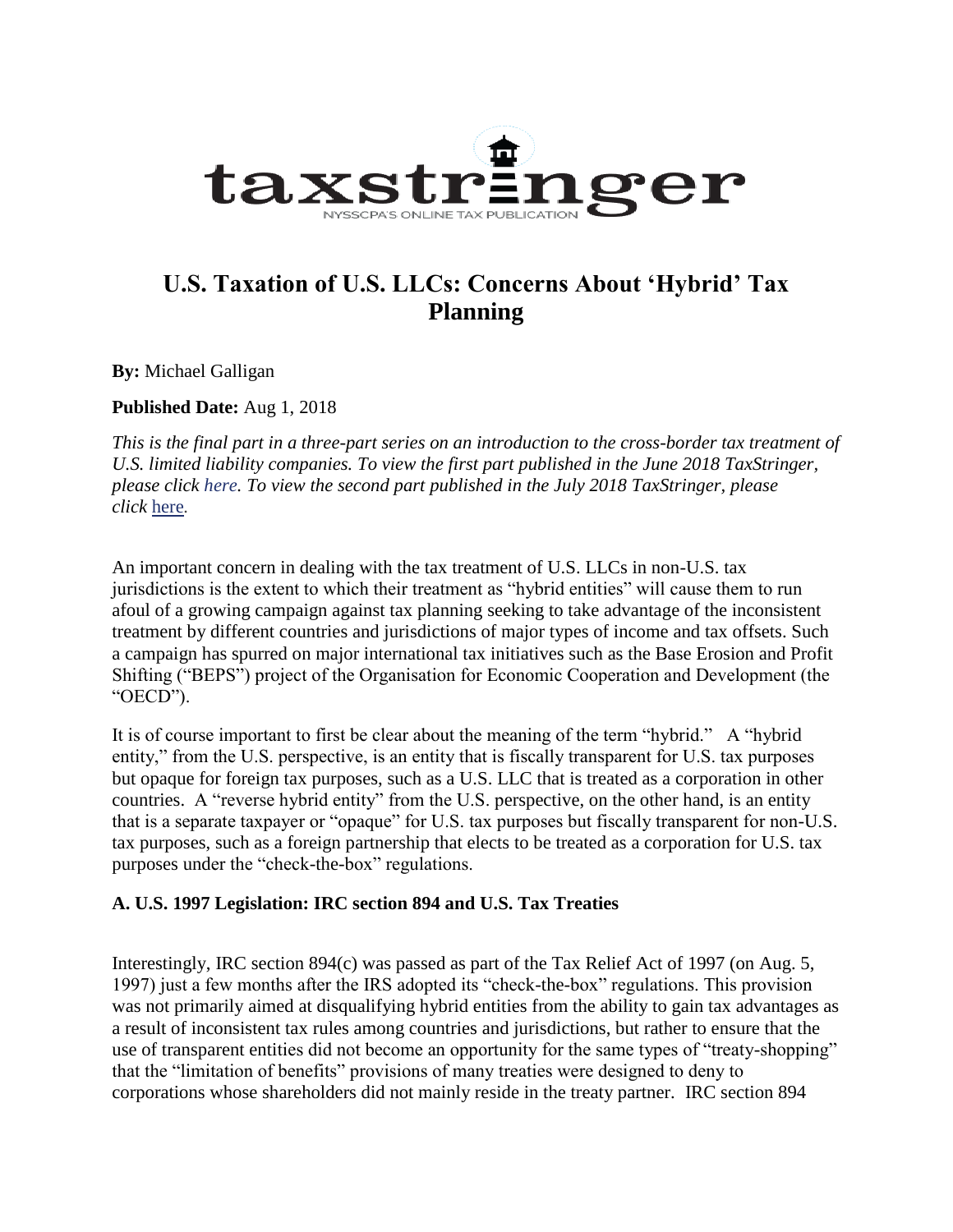taxstringer
NYSSCPA'S ONLINE TAX PUBLICATION

# U.S. Taxation of U.S. LLCs: Concerns About 'Hybrid' Tax Planning

**By:** Michael Galligan

**Published Date:** Aug 1, 2018

*This is the final part in a three-part series on an introduction to the cross-border tax treatment of U.S. limited liability companies. To view the first part published in the June 2018 TaxStringer, please click here. To view the second part published in the July 2018 TaxStringer, please click* here*.*

An important concern in dealing with the tax treatment of U.S. LLCs in non-U.S. tax jurisdictions is the extent to which their treatment as "hybrid entities" will cause them to run afoul of a growing campaign against tax planning seeking to take advantage of the inconsistent treatment by different countries and jurisdictions of major types of income and tax offsets. Such a campaign has spurred on major international tax initiatives such as the Base Erosion and Profit Shifting ("BEPS") project of the Organisation for Economic Cooperation and Development (the "OECD").

It is of course important to first be clear about the meaning of the term "hybrid." A "hybrid entity," from the U.S. perspective, is an entity that is fiscally transparent for U.S. tax purposes but opaque for foreign tax purposes, such as a U.S. LLC that is treated as a corporation in other countries. A "reverse hybrid entity" from the U.S. perspective, on the other hand, is an entity that is a separate taxpayer or "opaque" for U.S. tax purposes but fiscally transparent for non-U.S. tax purposes, such as a foreign partnership that elects to be treated as a corporation for U.S. tax purposes under the "check-the-box" regulations.

### A. U.S. 1997 Legislation: IRC section 894 and U.S. Tax Treaties

Interestingly, IRC section 894(c) was passed as part of the Tax Relief Act of 1997 (on Aug. 5, 1997) just a few months after the IRS adopted its "check-the-box" regulations. This provision was not primarily aimed at disqualifying hybrid entities from the ability to gain tax advantages as a result of inconsistent tax rules among countries and jurisdictions, but rather to ensure that the use of transparent entities did not become an opportunity for the same types of "treaty-shopping" that the "limitation of benefits" provisions of many treaties were designed to deny to corporations whose shareholders did not mainly reside in the treaty partner. IRC section 894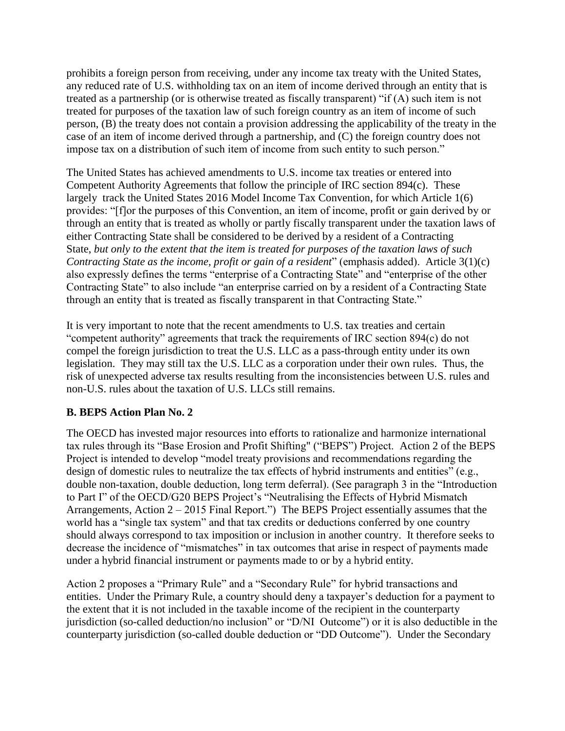prohibits a foreign person from receiving, under any income tax treaty with the United States, any reduced rate of U.S. withholding tax on an item of income derived through an entity that is treated as a partnership (or is otherwise treated as fiscally transparent) "if (A) such item is not treated for purposes of the taxation law of such foreign country as an item of income of such person, (B) the treaty does not contain a provision addressing the applicability of the treaty in the case of an item of income derived through a partnership, and (C) the foreign country does not impose tax on a distribution of such item of income from such entity to such person."

The United States has achieved amendments to U.S. income tax treaties or entered into Competent Authority Agreements that follow the principle of IRC section 894(c). These largely track the United States 2016 Model Income Tax Convention, for which Article 1(6) provides: "[f]or the purposes of this Convention, an item of income, profit or gain derived by or through an entity that is treated as wholly or partly fiscally transparent under the taxation laws of either Contracting State shall be considered to be derived by a resident of a Contracting State, *but only to the extent that the item is treated for purposes of the taxation laws of such Contracting State as the income, profit or gain of a resident*" (emphasis added). Article 3(1)(c) also expressly defines the terms "enterprise of a Contracting State" and "enterprise of the other Contracting State" to also include "an enterprise carried on by a resident of a Contracting State through an entity that is treated as fiscally transparent in that Contracting State."

It is very important to note that the recent amendments to U.S. tax treaties and certain "competent authority" agreements that track the requirements of IRC section 894(c) do not compel the foreign jurisdiction to treat the U.S. LLC as a pass-through entity under its own legislation. They may still tax the U.S. LLC as a corporation under their own rules. Thus, the risk of unexpected adverse tax results resulting from the inconsistencies between U.S. rules and non-U.S. rules about the taxation of U.S. LLCs still remains.

### B. BEPS Action Plan No. 2

The OECD has invested major resources into efforts to rationalize and harmonize international tax rules through its "Base Erosion and Profit Shifting" ("BEPS") Project. Action 2 of the BEPS Project is intended to develop "model treaty provisions and recommendations regarding the design of domestic rules to neutralize the tax effects of hybrid instruments and entities" (e.g., double non-taxation, double deduction, long term deferral). (See paragraph 3 in the "Introduction to Part I" of the OECD/G20 BEPS Project's "Neutralising the Effects of Hybrid Mismatch Arrangements, Action 2 – 2015 Final Report.") The BEPS Project essentially assumes that the world has a "single tax system" and that tax credits or deductions conferred by one country should always correspond to tax imposition or inclusion in another country. It therefore seeks to decrease the incidence of "mismatches" in tax outcomes that arise in respect of payments made under a hybrid financial instrument or payments made to or by a hybrid entity.

Action 2 proposes a "Primary Rule" and a "Secondary Rule" for hybrid transactions and entities. Under the Primary Rule, a country should deny a taxpayer's deduction for a payment to the extent that it is not included in the taxable income of the recipient in the counterparty jurisdiction (so-called deduction/no inclusion" or "D/NI Outcome") or it is also deductible in the counterparty jurisdiction (so-called double deduction or "DD Outcome"). Under the Secondary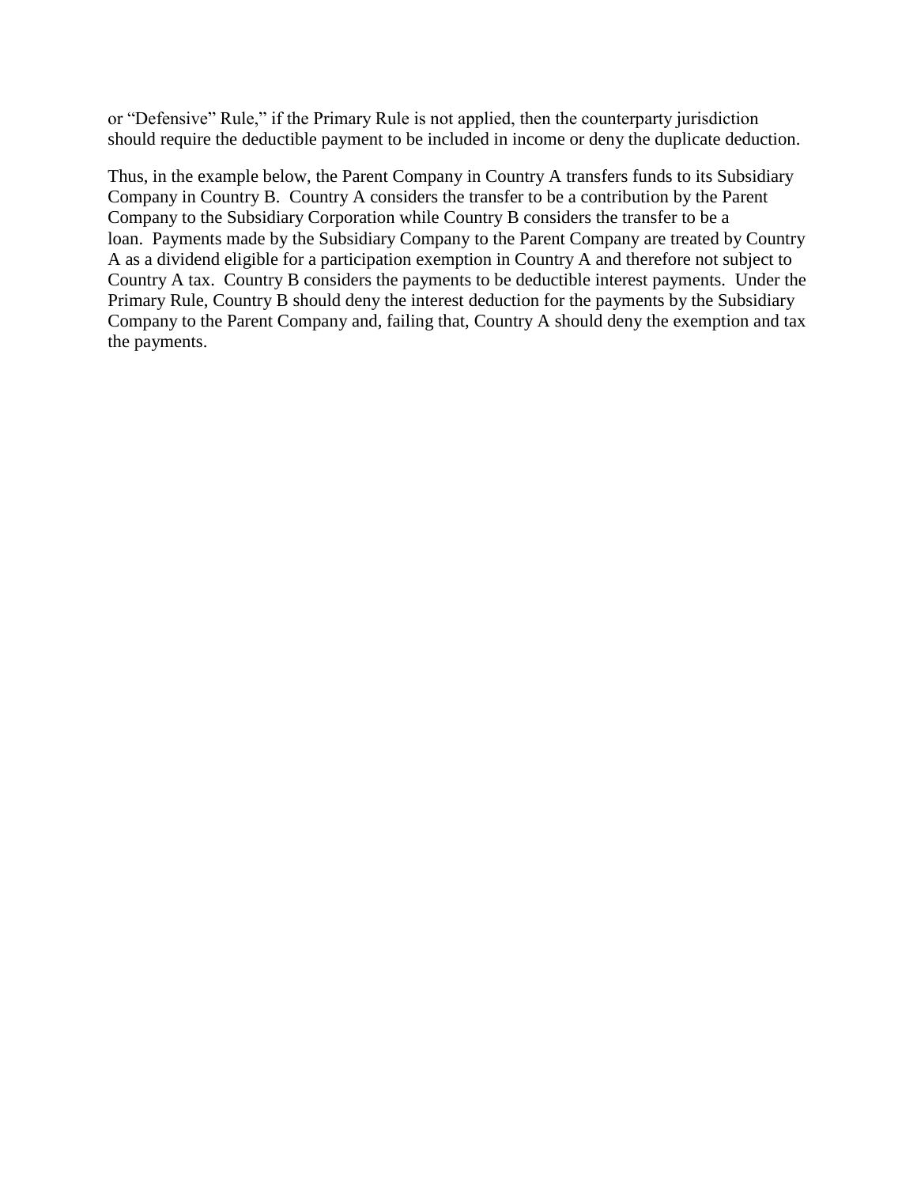or "Defensive" Rule," if the Primary Rule is not applied, then the counterparty jurisdiction should require the deductible payment to be included in income or deny the duplicate deduction.

Thus, in the example below, the Parent Company in Country A transfers funds to its Subsidiary Company in Country B. Country A considers the transfer to be a contribution by the Parent Company to the Subsidiary Corporation while Country B considers the transfer to be a loan. Payments made by the Subsidiary Company to the Parent Company are treated by Country A as a dividend eligible for a participation exemption in Country A and therefore not subject to Country A tax. Country B considers the payments to be deductible interest payments. Under the Primary Rule, Country B should deny the interest deduction for the payments by the Subsidiary Company to the Parent Company and, failing that, Country A should deny the exemption and tax the payments.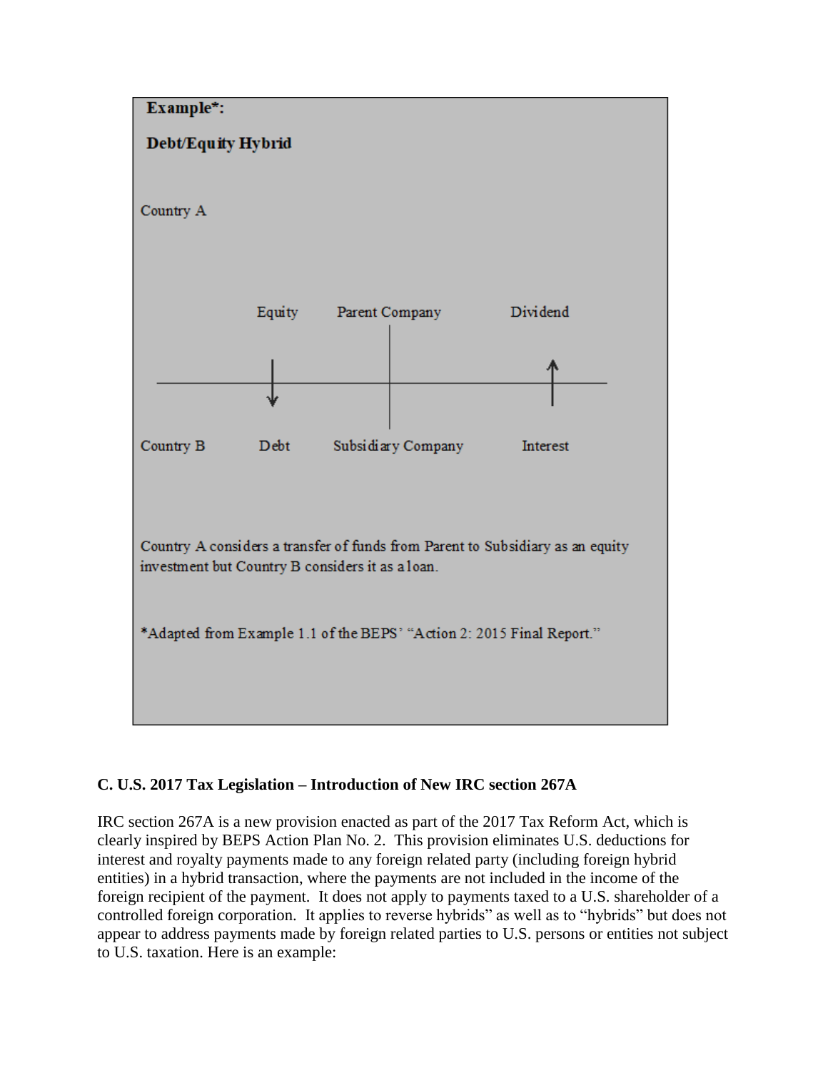**Example*:**

**Debt/Equity Hybrid**

Country A

| | Equity | Parent Company | Dividend |
|---|---|---|---|
| Country A | ↓ | | ↑ |
| Country B | Debt | Subsidiary Company | Interest |

Country A considers a transfer of funds from Parent to Subsidiary as an equity investment but Country B considers it as a loan.

*Adapted from Example 1.1 of the BEPS' "Action 2: 2015 Final Report."

**C. U.S. 2017 Tax Legislation – Introduction of New IRC section 267A**

IRC section 267A is a new provision enacted as part of the 2017 Tax Reform Act, which is clearly inspired by BEPS Action Plan No. 2. This provision eliminates U.S. deductions for interest and royalty payments made to any foreign related party (including foreign hybrid entities) in a hybrid transaction, where the payments are not included in the income of the foreign recipient of the payment. It does not apply to payments taxed to a U.S. shareholder of a controlled foreign corporation. It applies to reverse hybrids" as well as to "hybrids" but does not appear to address payments made by foreign related parties to U.S. persons or entities not subject to U.S. taxation. Here is an example: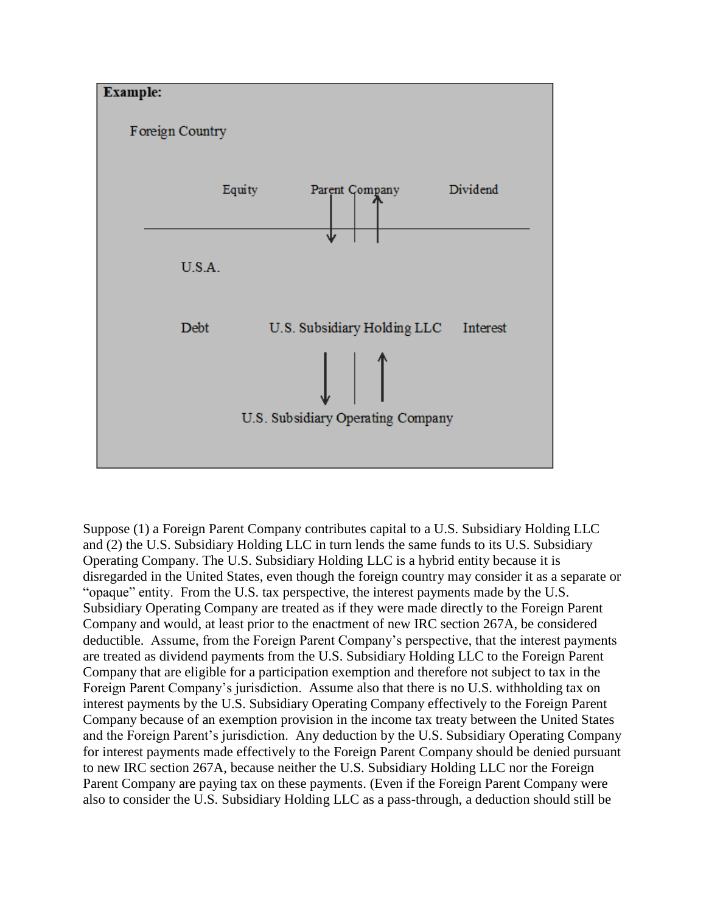**Example:**

Foreign Country

Equity          Parent Company          Dividend

U.S.A.

Debt          U.S. Subsidiary Holding LLC          Interest

U.S. Subsidiary Operating Company

Suppose (1) a Foreign Parent Company contributes capital to a U.S. Subsidiary Holding LLC and (2) the U.S. Subsidiary Holding LLC in turn lends the same funds to its U.S. Subsidiary Operating Company. The U.S. Subsidiary Holding LLC is a hybrid entity because it is disregarded in the United States, even though the foreign country may consider it as a separate or "opaque" entity. From the U.S. tax perspective, the interest payments made by the U.S. Subsidiary Operating Company are treated as if they were made directly to the Foreign Parent Company and would, at least prior to the enactment of new IRC section 267A, be considered deductible. Assume, from the Foreign Parent Company's perspective, that the interest payments are treated as dividend payments from the U.S. Subsidiary Holding LLC to the Foreign Parent Company that are eligible for a participation exemption and therefore not subject to tax in the Foreign Parent Company's jurisdiction. Assume also that there is no U.S. withholding tax on interest payments by the U.S. Subsidiary Operating Company effectively to the Foreign Parent Company because of an exemption provision in the income tax treaty between the United States and the Foreign Parent's jurisdiction. Any deduction by the U.S. Subsidiary Operating Company for interest payments made effectively to the Foreign Parent Company should be denied pursuant to new IRC section 267A, because neither the U.S. Subsidiary Holding LLC nor the Foreign Parent Company are paying tax on these payments. (Even if the Foreign Parent Company were also to consider the U.S. Subsidiary Holding LLC as a pass-through, a deduction should still be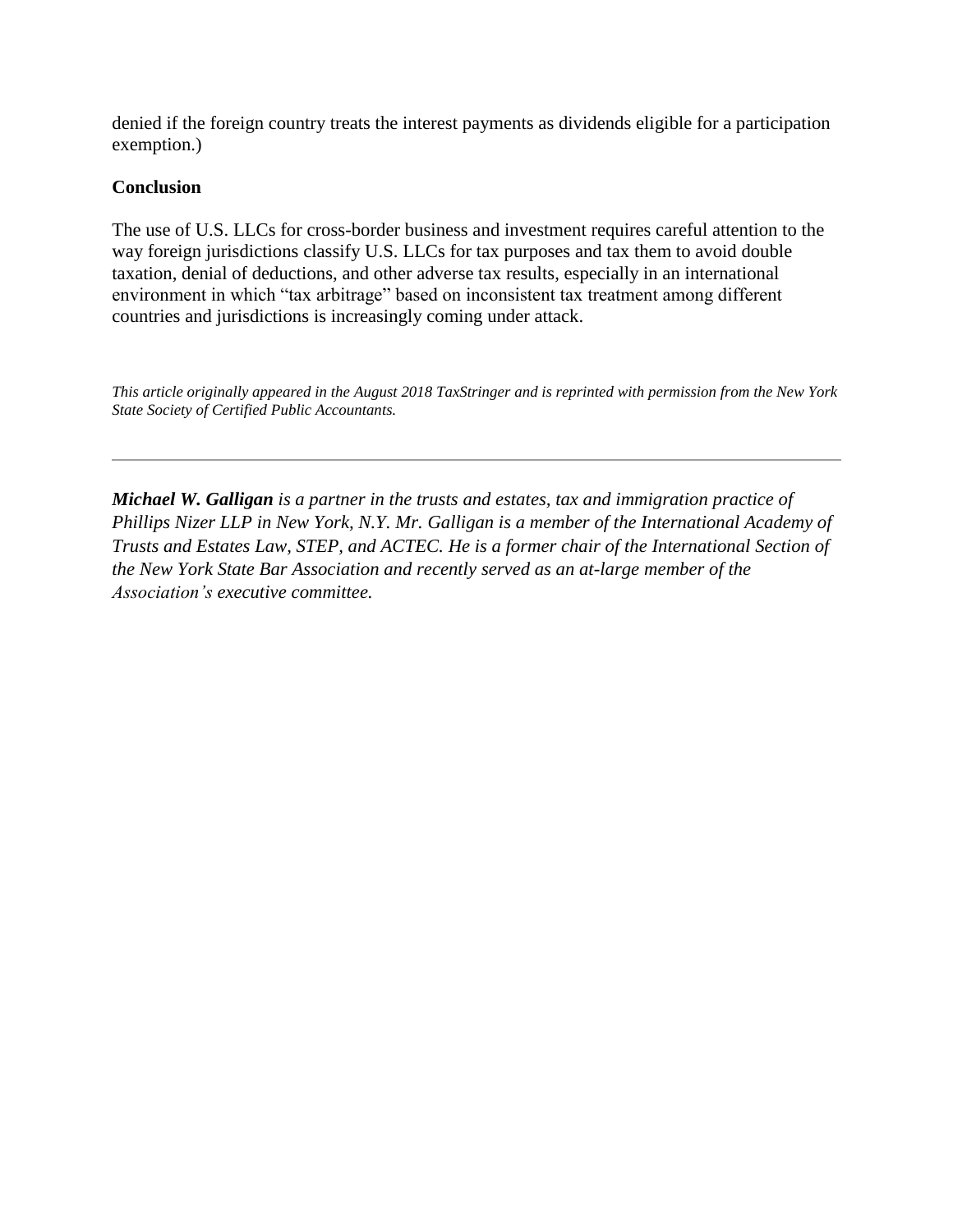denied if the foreign country treats the interest payments as dividends eligible for a participation exemption.)

## Conclusion

The use of U.S. LLCs for cross-border business and investment requires careful attention to the way foreign jurisdictions classify U.S. LLCs for tax purposes and tax them to avoid double taxation, denial of deductions, and other adverse tax results, especially in an international environment in which "tax arbitrage" based on inconsistent tax treatment among different countries and jurisdictions is increasingly coming under attack.

*This article originally appeared in the August 2018 TaxStringer and is reprinted with permission from the New York State Society of Certified Public Accountants.*

---

***Michael W. Galligan** is a partner in the trusts and estates, tax and immigration practice of Phillips Nizer LLP in New York, N.Y. Mr. Galligan is a member of the International Academy of Trusts and Estates Law, STEP, and ACTEC. He is a former chair of the International Section of the New York State Bar Association and recently served as an at-large member of the Association's executive committee.*